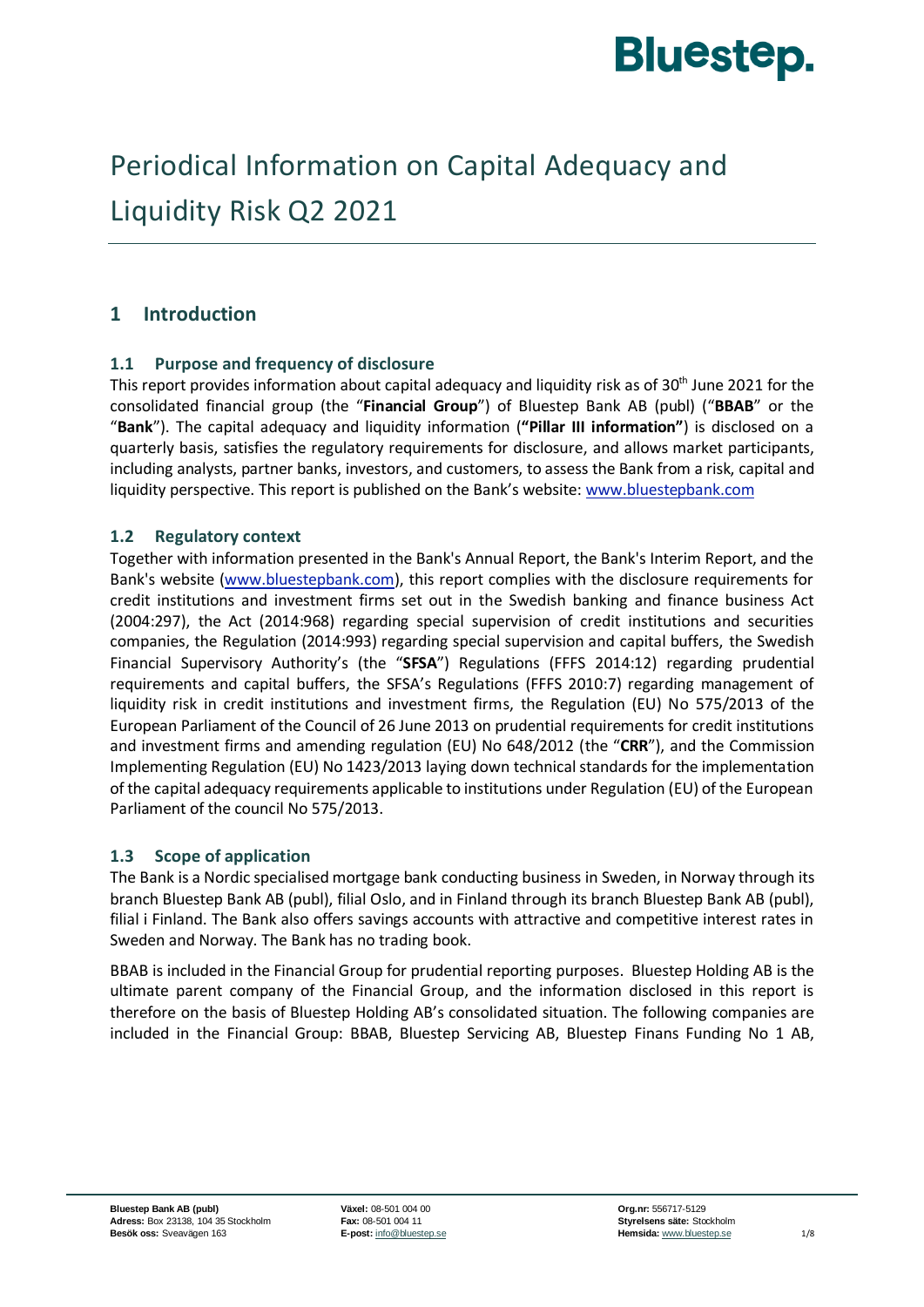# Periodical Information on Capital Adequacy and Liquidity Risk Q2 2021

## 1 Introduction

### 1.1 Purpose and frequency of disclosure

This report provides information about capital adequacy and liquidity risk as of 30th June 2021 for the consolidated financial group (the "**Financial Group**") of Bluestep Bank AB (publ) ("**BBAB**" or the "**Bank**"). The capital adequacy and liquidity information (**"Pillar III information"**) is disclosed on a quarterly basis, satisfies the regulatory requirements for disclosure, and allows market participants, including analysts, partner banks, investors, and customers, to assess the Bank from a risk, capital and liquidity perspective. This report is published on the Bank's website: www.bluestepbank.com

### 1.2 Regulatory context

Together with information presented in the Bank's Annual Report, the Bank's Interim Report, and the Bank's website (www.bluestepbank.com), this report complies with the disclosure requirements for credit institutions and investment firms set out in the Swedish banking and finance business Act (2004:297), the Act (2014:968) regarding special supervision of credit institutions and securities companies, the Regulation (2014:993) regarding special supervision and capital buffers, the Swedish Financial Supervisory Authority's (the "**SFSA**") Regulations (FFFS 2014:12) regarding prudential requirements and capital buffers, the SFSA's Regulations (FFFS 2010:7) regarding management of liquidity risk in credit institutions and investment firms, the Regulation (EU) No 575/2013 of the European Parliament of the Council of 26 June 2013 on prudential requirements for credit institutions and investment firms and amending regulation (EU) No 648/2012 (the "**CRR**"), and the Commission Implementing Regulation (EU) No 1423/2013 laying down technical standards for the implementation of the capital adequacy requirements applicable to institutions under Regulation (EU) of the European Parliament of the council No 575/2013.

### 1.3 Scope of application

The Bank is a Nordic specialised mortgage bank conducting business in Sweden, in Norway through its branch Bluestep Bank AB (publ), filial Oslo, and in Finland through its branch Bluestep Bank AB (publ), filial i Finland. The Bank also offers savings accounts with attractive and competitive interest rates in Sweden and Norway. The Bank has no trading book.

BBAB is included in the Financial Group for prudential reporting purposes. Bluestep Holding AB is the ultimate parent company of the Financial Group, and the information disclosed in this report is therefore on the basis of Bluestep Holding AB's consolidated situation. The following companies are included in the Financial Group: BBAB, Bluestep Servicing AB, Bluestep Finans Funding No 1 AB,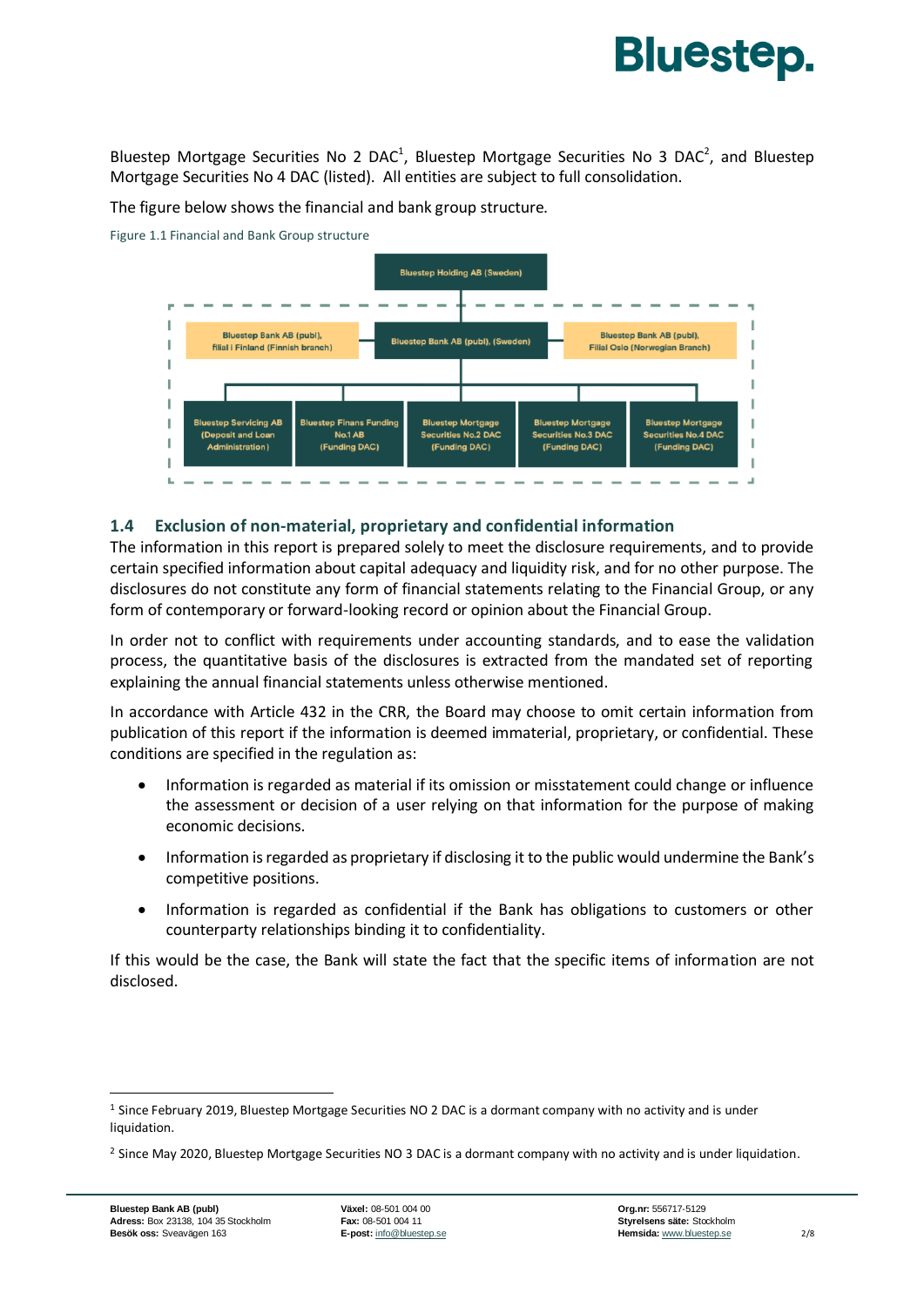Bluestep Mortgage Securities No 2 DAC[1], Bluestep Mortgage Securities No 3 DAC[2], and Bluestep Mortgage Securities No 4 DAC (listed). All entities are subject to full consolidation.

The figure below shows the financial and bank group structure.

Figure 1.1 Financial and Bank Group structure

Bluestep Holding AB (Sweden)

Bluestep Bank AB (publ), filial i Finland (Finnish branch)

Bluestep Bank AB (publ), (Sweden)

Bluestep Bank AB (publ), Filial Oslo (Norwegian Branch)

Bluestep Servicing AB (Deposit and Loan Administration)

Bluestep Finans Funding No.1 AB (Funding DAC)

Bluestep Mortgage Securities No.2 DAC (Funding DAC)

Bluestep Mortgage Securities No.3 DAC (Funding DAC)

Bluestep Mortgage Securities No.4 DAC (Funding DAC)

## 1.4 Exclusion of non-material, proprietary and confidential information

The information in this report is prepared solely to meet the disclosure requirements, and to provide certain specified information about capital adequacy and liquidity risk, and for no other purpose. The disclosures do not constitute any form of financial statements relating to the Financial Group, or any form of contemporary or forward-looking record or opinion about the Financial Group.

In order not to conflict with requirements under accounting standards, and to ease the validation process, the quantitative basis of the disclosures is extracted from the mandated set of reporting explaining the annual financial statements unless otherwise mentioned.

In accordance with Article 432 in the CRR, the Board may choose to omit certain information from publication of this report if the information is deemed immaterial, proprietary, or confidential. These conditions are specified in the regulation as:

- Information is regarded as material if its omission or misstatement could change or influence the assessment or decision of a user relying on that information for the purpose of making economic decisions.
- Information is regarded as proprietary if disclosing it to the public would undermine the Bank's competitive positions.
- Information is regarded as confidential if the Bank has obligations to customers or other counterparty relationships binding it to confidentiality.

If this would be the case, the Bank will state the fact that the specific items of information are not disclosed.

[1] Since February 2019, Bluestep Mortgage Securities NO 2 DAC is a dormant company with no activity and is under liquidation.

[2] Since May 2020, Bluestep Mortgage Securities NO 3 DAC is a dormant company with no activity and is under liquidation.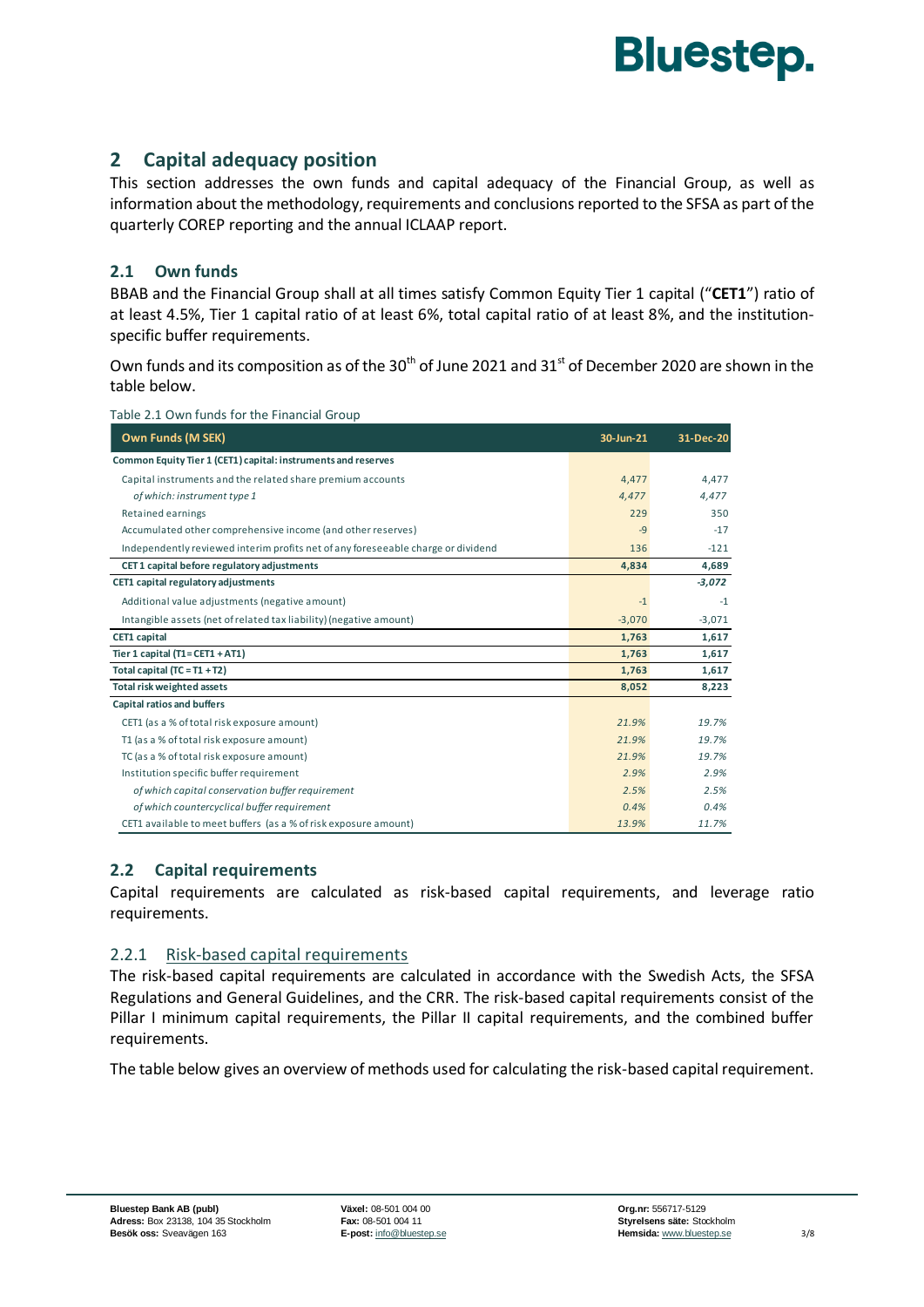## 2 Capital adequacy position

This section addresses the own funds and capital adequacy of the Financial Group, as well as information about the methodology, requirements and conclusions reported to the SFSA as part of the quarterly COREP reporting and the annual ICLAAP report.

### 2.1 Own funds

BBAB and the Financial Group shall at all times satisfy Common Equity Tier 1 capital ("**CET1**") ratio of at least 4.5%, Tier 1 capital ratio of at least 6%, total capital ratio of at least 8%, and the institution-specific buffer requirements.

Own funds and its composition as of the 30th of June 2021 and 31st of December 2020 are shown in the table below.

Table 2.1 Own funds for the Financial Group

| Own Funds (M SEK) | 30-Jun-21 | 31-Dec-20 |
|---|---|---|
| **Common Equity Tier 1 (CET1) capital: instruments and reserves** | | |
| Capital instruments and the related share premium accounts | 4,477 | 4,477 |
| *of which: instrument type 1* | *4,477* | *4,477* |
| Retained earnings | 229 | 350 |
| Accumulated other comprehensive income (and other reserves) | -9 | -17 |
| Independently reviewed interim profits net of any foreseeable charge or dividend | 136 | -121 |
| **CET 1 capital before regulatory adjustments** | **4,834** | **4,689** |
| **CET1 capital regulatory adjustments** | | ***-3,072*** |
| Additional value adjustments (negative amount) | -1 | -1 |
| Intangible assets (net of related tax liability) (negative amount) | -3,070 | -3,071 |
| **CET1 capital** | **1,763** | **1,617** |
| **Tier 1 capital (T1 = CET1 + AT1)** | **1,763** | **1,617** |
| **Total capital (TC = T1 + T2)** | **1,763** | **1,617** |
| **Total risk weighted assets** | **8,052** | **8,223** |
| **Capital ratios and buffers** | | |
| CET1 (as a % of total risk exposure amount) | *21.9%* | *19.7%* |
| T1 (as a % of total risk exposure amount) | *21.9%* | *19.7%* |
| TC (as a % of total risk exposure amount) | *21.9%* | *19.7%* |
| Institution specific buffer requirement | *2.9%* | *2.9%* |
| *of which capital conservation buffer requirement* | *2.5%* | *2.5%* |
| *of which countercyclical buffer requirement* | *0.4%* | *0.4%* |
| CET1 available to meet buffers (as a % of risk exposure amount) | *13.9%* | *11.7%* |

### 2.2 Capital requirements

Capital requirements are calculated as risk-based capital requirements, and leverage ratio requirements.

#### 2.2.1 Risk-based capital requirements

The risk-based capital requirements are calculated in accordance with the Swedish Acts, the SFSA Regulations and General Guidelines, and the CRR. The risk-based capital requirements consist of the Pillar I minimum capital requirements, the Pillar II capital requirements, and the combined buffer requirements.

The table below gives an overview of methods used for calculating the risk-based capital requirement.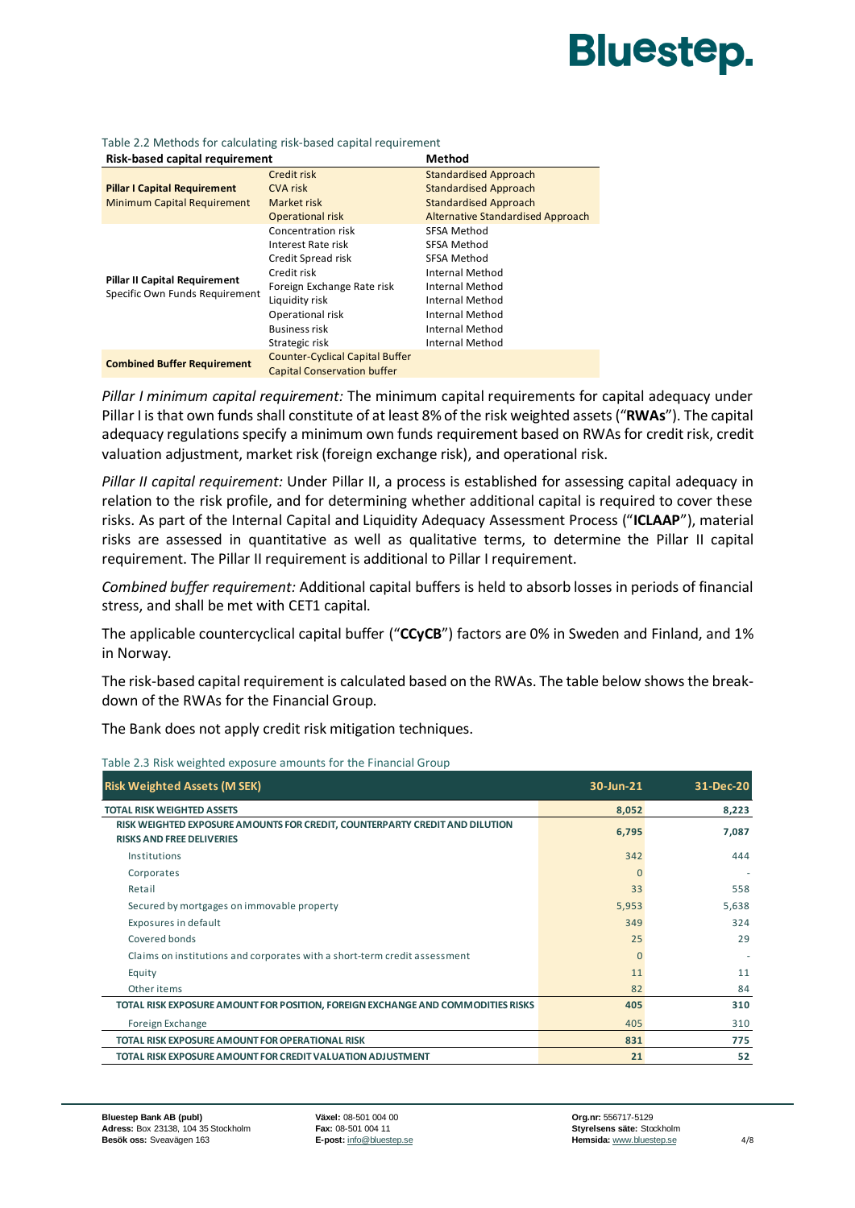Table 2.2 Methods for calculating risk-based capital requirement

| Risk-based capital requirement | | Method |
|---|---|---|
| **Pillar I Capital Requirement** Minimum Capital Requirement | Credit risk | Standardised Approach |
| | CVA risk | Standardised Approach |
| | Market risk | Standardised Approach |
| | Operational risk | Alternative Standardised Approach |
| **Pillar II Capital Requirement** Specific Own Funds Requirement | Concentration risk | SFSA Method |
| | Interest Rate risk | SFSA Method |
| | Credit Spread risk | SFSA Method |
| | Credit risk | Internal Method |
| | Foreign Exchange Rate risk | Internal Method |
| | Liquidity risk | Internal Method |
| | Operational risk | Internal Method |
| | Business risk | Internal Method |
| | Strategic risk | Internal Method |
| **Combined Buffer Requirement** | Counter-Cyclical Capital Buffer | |
| | Capital Conservation buffer | |

*Pillar I minimum capital requirement:* The minimum capital requirements for capital adequacy under Pillar I is that own funds shall constitute of at least 8% of the risk weighted assets ("**RWAs**"). The capital adequacy regulations specify a minimum own funds requirement based on RWAs for credit risk, credit valuation adjustment, market risk (foreign exchange risk), and operational risk.

*Pillar II capital requirement:* Under Pillar II, a process is established for assessing capital adequacy in relation to the risk profile, and for determining whether additional capital is required to cover these risks. As part of the Internal Capital and Liquidity Adequacy Assessment Process ("**ICLAAP**"), material risks are assessed in quantitative as well as qualitative terms, to determine the Pillar II capital requirement. The Pillar II requirement is additional to Pillar I requirement.

*Combined buffer requirement:* Additional capital buffers is held to absorb losses in periods of financial stress, and shall be met with CET1 capital.

The applicable countercyclical capital buffer ("**CCyCB**") factors are 0% in Sweden and Finland, and 1% in Norway.

The risk-based capital requirement is calculated based on the RWAs. The table below shows the breakdown of the RWAs for the Financial Group.

The Bank does not apply credit risk mitigation techniques.

Table 2.3 Risk weighted exposure amounts for the Financial Group

| Risk Weighted Assets (M SEK) | 30-Jun-21 | 31-Dec-20 |
|---|---|---|
| **TOTAL RISK WEIGHTED ASSETS** | **8,052** | **8,223** |
| **RISK WEIGHTED EXPOSURE AMOUNTS FOR CREDIT, COUNTERPARTY CREDIT AND DILUTION RISKS AND FREE DELIVERIES** | **6,795** | **7,087** |
| Institutions | 342 | 444 |
| Corporates | 0 | - |
| Retail | 33 | 558 |
| Secured by mortgages on immovable property | 5,953 | 5,638 |
| Exposures in default | 349 | 324 |
| Covered bonds | 25 | 29 |
| Claims on institutions and corporates with a short-term credit assessment | 0 | - |
| Equity | 11 | 11 |
| Other items | 82 | 84 |
| **TOTAL RISK EXPOSURE AMOUNT FOR POSITION, FOREIGN EXCHANGE AND COMMODITIES RISKS** | **405** | **310** |
| Foreign Exchange | 405 | 310 |
| **TOTAL RISK EXPOSURE AMOUNT FOR OPERATIONAL RISK** | **831** | **775** |
| **TOTAL RISK EXPOSURE AMOUNT FOR CREDIT VALUATION ADJUSTMENT** | **21** | **52** |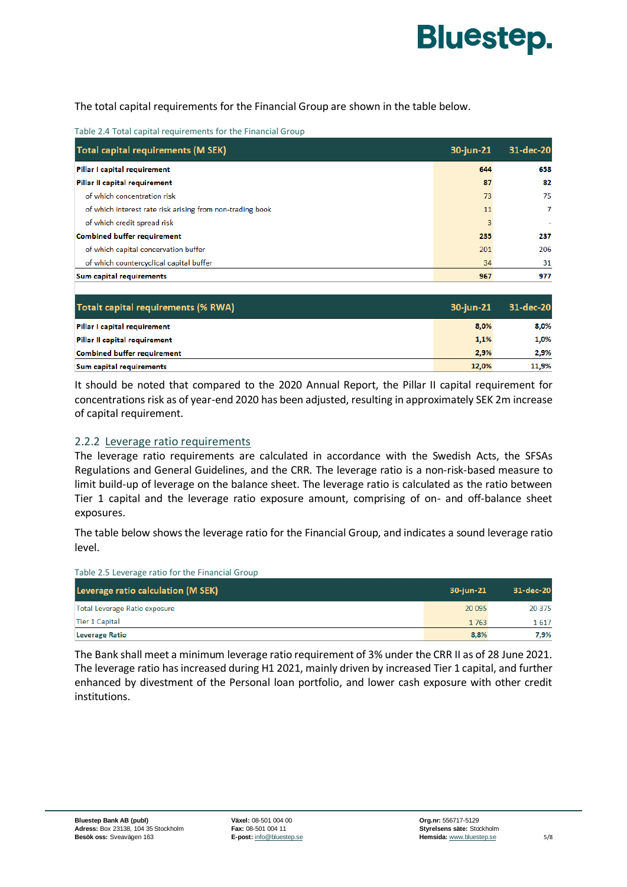The total capital requirements for the Financial Group are shown in the table below.

Table 2.4 Total capital requirements for the Financial Group

| Total capital requirements (M SEK) | 30-jun-21 | 31-dec-20 |
|---|---|---|
| **Pillar I capital requirement** | **644** | **658** |
| **Pillar II capital requirement** | **87** | **82** |
| of which concentration risk | 73 | 75 |
| of which interest rate risk arising from non-trading book | 11 | 7 |
| of which credit spread risk | 3 | - |
| **Combined buffer requirement** | **235** | **237** |
| of which capital concervation buffer | 201 | 206 |
| of which countercyclical capital buffer | 34 | 31 |
| **Sum capital requirements** | **967** | **977** |

| Totalt capital requirements (% RWA) | 30-jun-21 | 31-dec-20 |
|---|---|---|
| **Pillar I capital requirement** | **8,0%** | **8,0%** |
| **Pillar II capital requirement** | **1,1%** | **1,0%** |
| **Combined buffer requirement** | **2,9%** | **2,9%** |
| **Sum capital requirements** | **12,0%** | **11,9%** |

It should be noted that compared to the 2020 Annual Report, the Pillar II capital requirement for concentrations risk as of year-end 2020 has been adjusted, resulting in approximately SEK 2m increase of capital requirement.

### 2.2.2 Leverage ratio requirements

The leverage ratio requirements are calculated in accordance with the Swedish Acts, the SFSAs Regulations and General Guidelines, and the CRR. The leverage ratio is a non-risk-based measure to limit build-up of leverage on the balance sheet. The leverage ratio is calculated as the ratio between Tier 1 capital and the leverage ratio exposure amount, comprising of on- and off-balance sheet exposures.

The table below shows the leverage ratio for the Financial Group, and indicates a sound leverage ratio level.

Table 2.5 Leverage ratio for the Financial Group

| Leverage ratio calculation (M SEK) | 30-jun-21 | 31-dec-20 |
|---|---|---|
| Total Leverage Ratio exposure | 20 095 | 20 375 |
| Tier 1 Capital | 1 763 | 1 617 |
| **Leverage Ratio** | **8,8%** | **7,9%** |

The Bank shall meet a minimum leverage ratio requirement of 3% under the CRR II as of 28 June 2021. The leverage ratio has increased during H1 2021, mainly driven by increased Tier 1 capital, and further enhanced by divestment of the Personal loan portfolio, and lower cash exposure with other credit institutions.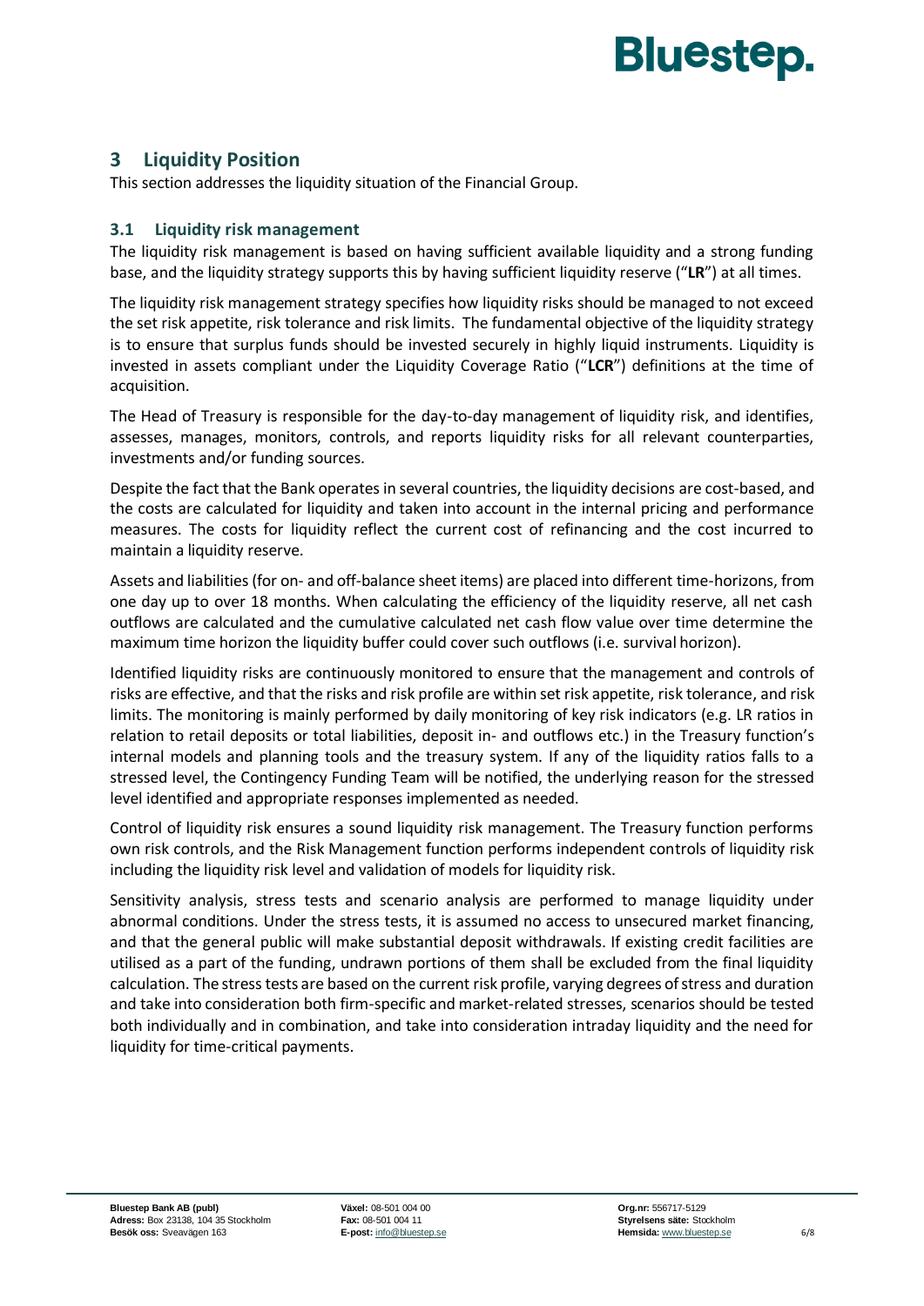## 3 Liquidity Position

This section addresses the liquidity situation of the Financial Group.

### 3.1 Liquidity risk management

The liquidity risk management is based on having sufficient available liquidity and a strong funding base, and the liquidity strategy supports this by having sufficient liquidity reserve ("**LR**") at all times.

The liquidity risk management strategy specifies how liquidity risks should be managed to not exceed the set risk appetite, risk tolerance and risk limits. The fundamental objective of the liquidity strategy is to ensure that surplus funds should be invested securely in highly liquid instruments. Liquidity is invested in assets compliant under the Liquidity Coverage Ratio ("**LCR**") definitions at the time of acquisition.

The Head of Treasury is responsible for the day-to-day management of liquidity risk, and identifies, assesses, manages, monitors, controls, and reports liquidity risks for all relevant counterparties, investments and/or funding sources.

Despite the fact that the Bank operates in several countries, the liquidity decisions are cost-based, and the costs are calculated for liquidity and taken into account in the internal pricing and performance measures. The costs for liquidity reflect the current cost of refinancing and the cost incurred to maintain a liquidity reserve.

Assets and liabilities (for on- and off-balance sheet items) are placed into different time-horizons, from one day up to over 18 months. When calculating the efficiency of the liquidity reserve, all net cash outflows are calculated and the cumulative calculated net cash flow value over time determine the maximum time horizon the liquidity buffer could cover such outflows (i.e. survival horizon).

Identified liquidity risks are continuously monitored to ensure that the management and controls of risks are effective, and that the risks and risk profile are within set risk appetite, risk tolerance, and risk limits. The monitoring is mainly performed by daily monitoring of key risk indicators (e.g. LR ratios in relation to retail deposits or total liabilities, deposit in- and outflows etc.) in the Treasury function's internal models and planning tools and the treasury system. If any of the liquidity ratios falls to a stressed level, the Contingency Funding Team will be notified, the underlying reason for the stressed level identified and appropriate responses implemented as needed.

Control of liquidity risk ensures a sound liquidity risk management. The Treasury function performs own risk controls, and the Risk Management function performs independent controls of liquidity risk including the liquidity risk level and validation of models for liquidity risk.

Sensitivity analysis, stress tests and scenario analysis are performed to manage liquidity under abnormal conditions. Under the stress tests, it is assumed no access to unsecured market financing, and that the general public will make substantial deposit withdrawals. If existing credit facilities are utilised as a part of the funding, undrawn portions of them shall be excluded from the final liquidity calculation. The stress tests are based on the current risk profile, varying degrees of stress and duration and take into consideration both firm-specific and market-related stresses, scenarios should be tested both individually and in combination, and take into consideration intraday liquidity and the need for liquidity for time-critical payments.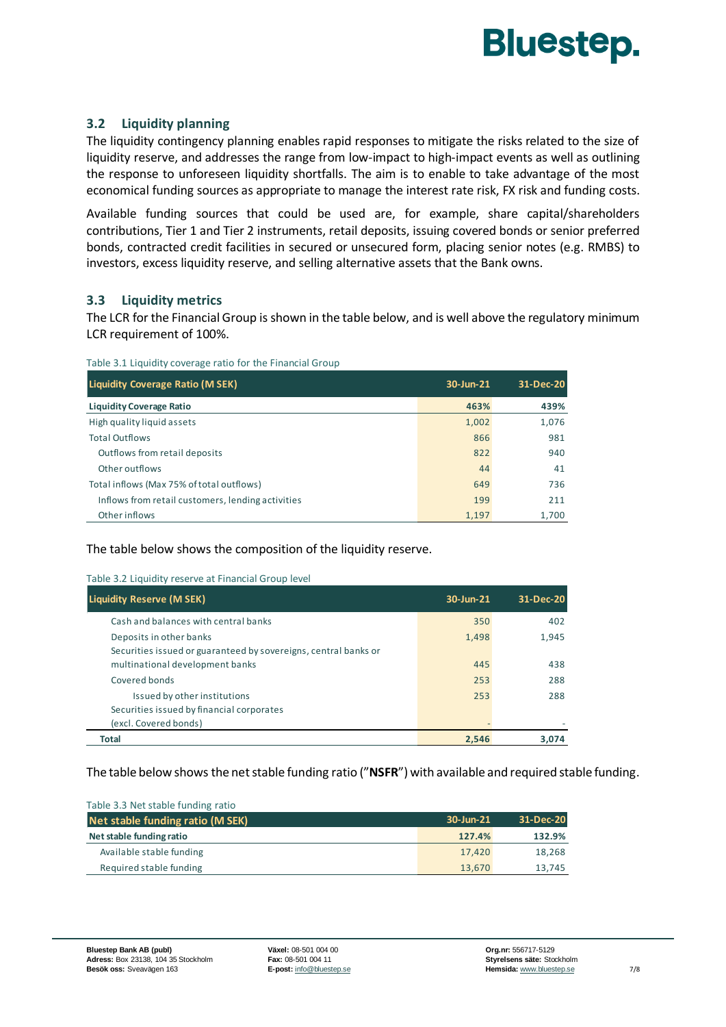### 3.2 Liquidity planning

The liquidity contingency planning enables rapid responses to mitigate the risks related to the size of liquidity reserve, and addresses the range from low-impact to high-impact events as well as outlining the response to unforeseen liquidity shortfalls. The aim is to enable to take advantage of the most economical funding sources as appropriate to manage the interest rate risk, FX risk and funding costs.

Available funding sources that could be used are, for example, share capital/shareholders contributions, Tier 1 and Tier 2 instruments, retail deposits, issuing covered bonds or senior preferred bonds, contracted credit facilities in secured or unsecured form, placing senior notes (e.g. RMBS) to investors, excess liquidity reserve, and selling alternative assets that the Bank owns.

### 3.3 Liquidity metrics

The LCR for the Financial Group is shown in the table below, and is well above the regulatory minimum LCR requirement of 100%.

Table 3.1 Liquidity coverage ratio for the Financial Group

| Liquidity Coverage Ratio (M SEK) | 30-Jun-21 | 31-Dec-20 |
|---|---|---|
| **Liquidity Coverage Ratio** | **463%** | **439%** |
| High quality liquid assets | 1,002 | 1,076 |
| Total Outflows | 866 | 981 |
| Outflows from retail deposits | 822 | 940 |
| Other outflows | 44 | 41 |
| Total inflows (Max 75% of total outflows) | 649 | 736 |
| Inflows from retail customers, lending activities | 199 | 211 |
| Other inflows | 1,197 | 1,700 |

The table below shows the composition of the liquidity reserve.

Table 3.2 Liquidity reserve at Financial Group level

| Liquidity Reserve (M SEK) | 30-Jun-21 | 31-Dec-20 |
|---|---|---|
| Cash and balances with central banks | 350 | 402 |
| Deposits in other banks | 1,498 | 1,945 |
| Securities issued or guaranteed by sovereigns, central banks or multinational development banks | 445 | 438 |
| Covered bonds | 253 | 288 |
| Issued by other institutions | 253 | 288 |
| Securities issued by financial corporates (excl. Covered bonds) | - | - |
| **Total** | **2,546** | **3,074** |

The table below shows the net stable funding ratio ("**NSFR**") with available and required stable funding.

Table 3.3 Net stable funding ratio

| Net stable funding ratio (M SEK) | 30-Jun-21 | 31-Dec-20 |
|---|---|---|
| **Net stable funding ratio** | **127.4%** | **132.9%** |
| Available stable funding | 17,420 | 18,268 |
| Required stable funding | 13,670 | 13,745 |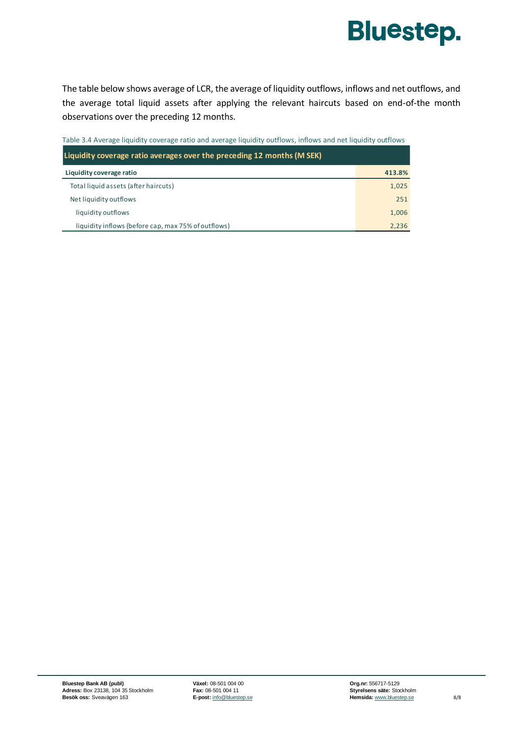The table below shows average of LCR, the average of liquidity outflows, inflows and net outflows, and the average total liquid assets after applying the relevant haircuts based on end-of-the month observations over the preceding 12 months.

Table 3.4 Average liquidity coverage ratio and average liquidity outflows, inflows and net liquidity outflows

| Liquidity coverage ratio averages over the preceding 12 months (M SEK) | |
|---|---|
| **Liquidity coverage ratio** | **413.8%** |
| Total liquid assets (after haircuts) | 1,025 |
| Net liquidity outflows | 251 |
| liquidity outflows | 1,006 |
| liquidity inflows (before cap, max 75% of outflows) | 2,236 |

**Bluestep Bank AB (publ)**
**Adress:** Box 23138, 104 35 Stockholm
**Besök oss:** Sveavägen 163

**Växel:** 08-501 004 00
**Fax:** 08-501 004 11
**E-post:** info@bluestep.se

**Org.nr:** 556717-5129
**Styrelsens säte:** Stockholm
**Hemsida:** www.bluestep.se